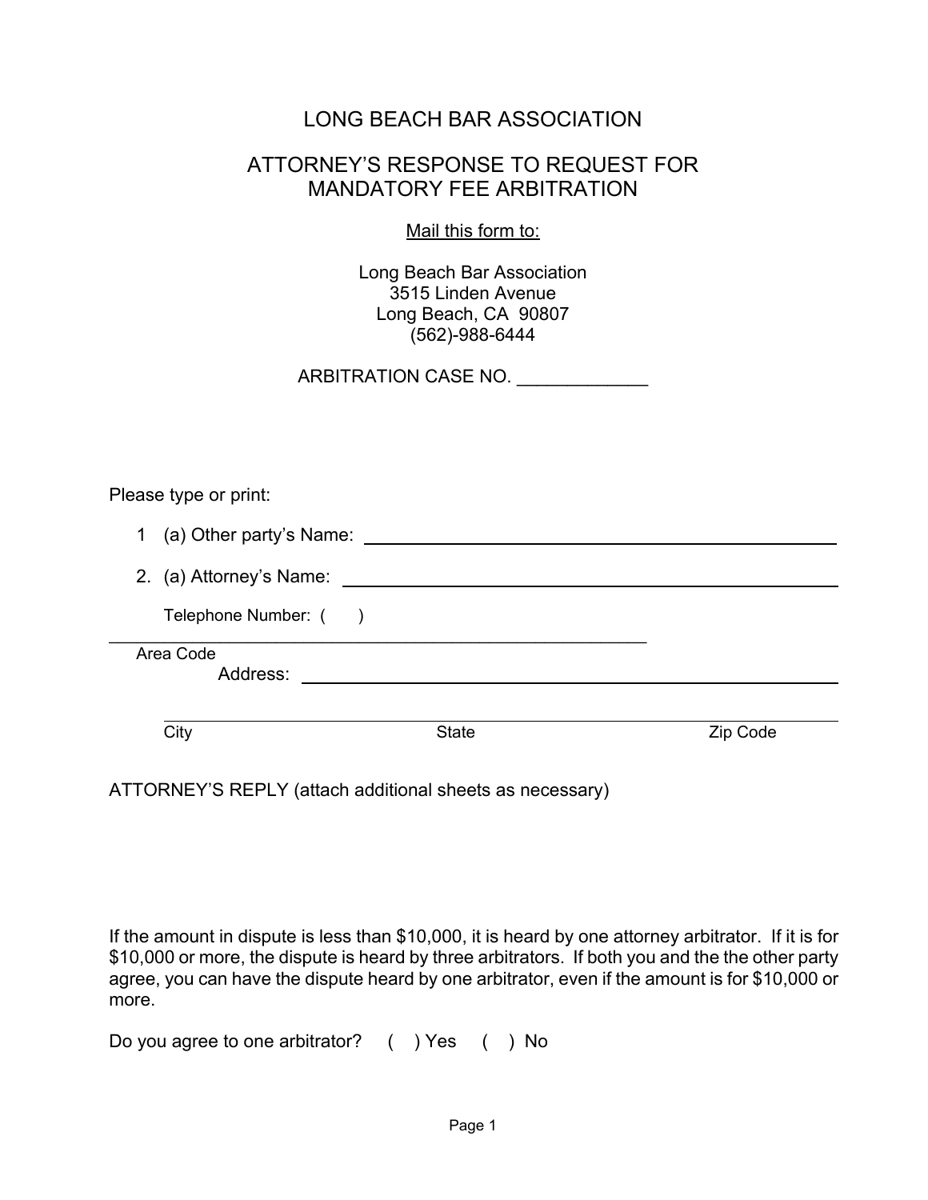# LONG BEACH BAR ASSOCIATION

## ATTORNEY'S RESPONSE TO REQUEST FOR MANDATORY FEE ARBITRATION

Mail this form to:

Long Beach Bar Association
3515 Linden Avenue
Long Beach, CA 90807
(562)-988-6444

ARBITRATION CASE NO. _____________

Please type or print:

1 (a) Other party's Name: ________________________________________

2. (a) Attorney's Name: ________________________________________

Telephone Number: ( ) ________________________________________
Area Code

Address: ________________________________________

________________________________________
City State Zip Code

ATTORNEY'S REPLY (attach additional sheets as necessary)

If the amount in dispute is less than $10,000, it is heard by one attorney arbitrator. If it is for $10,000 or more, the dispute is heard by three arbitrators. If both you and the the other party agree, you can have the dispute heard by one arbitrator, even if the amount is for $10,000 or more.

Do you agree to one arbitrator? ( ) Yes ( ) No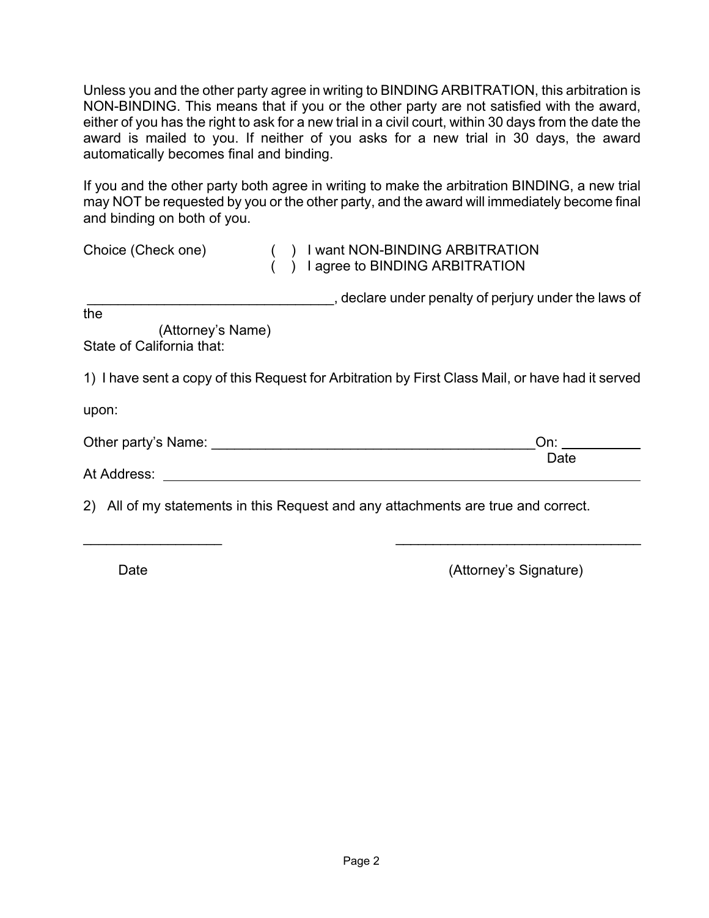Unless you and the other party agree in writing to BINDING ARBITRATION, this arbitration is NON-BINDING. This means that if you or the other party are not satisfied with the award, either of you has the right to ask for a new trial in a civil court, within 30 days from the date the award is mailed to you. If neither of you asks for a new trial in 30 days, the award automatically becomes final and binding.

If you and the other party both agree in writing to make the arbitration BINDING, a new trial may NOT be requested by you or the other party, and the award will immediately become final and binding on both of you.

Choice (Check one)        (  ) I want NON-BINDING ARBITRATION
                                        (  ) I agree to BINDING ARBITRATION

________________________________, declare under penalty of perjury under the laws of the
(Attorney's Name)
State of California that:

1) I have sent a copy of this Request for Arbitration by First Class Mail, or have had it served upon:

Other party's Name: __________________________________________On: __________
Date

At Address: ______________________________________________________________

2) All of my statements in this Request and any attachments are true and correct.

__________________                    ________________________________

Date                                                    (Attorney's Signature)